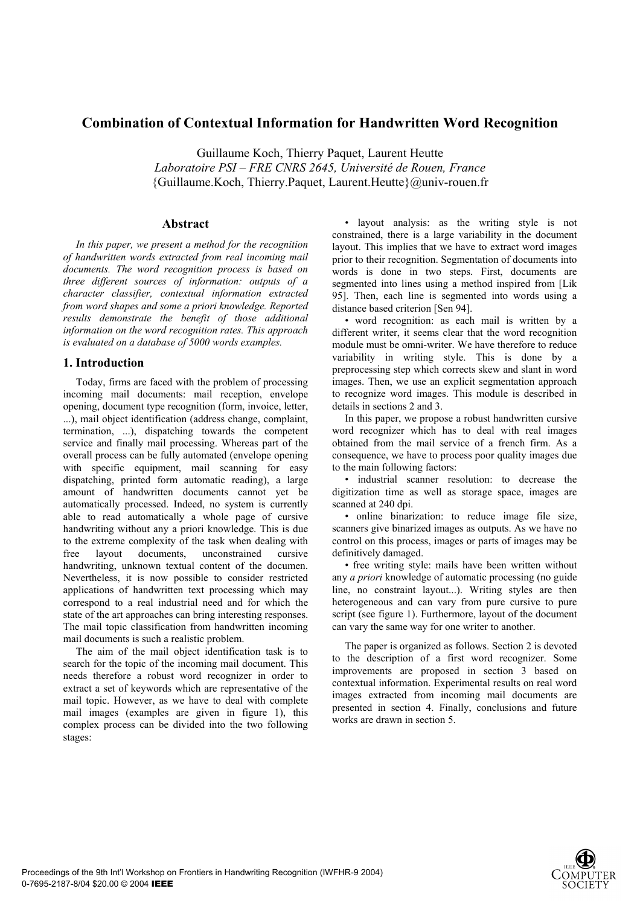# Combination of Contextual Information for Handwritten Word Recognition

Guillaume Koch, Thierry Paquet, Laurent Heutte
*Laboratoire PSI – FRE CNRS 2645, Université de Rouen, France*
{Guillaume.Koch, Thierry.Paquet, Laurent.Heutte}@univ-rouen.fr

## Abstract

*In this paper, we present a method for the recognition of handwritten words extracted from real incoming mail documents. The word recognition process is based on three different sources of information: outputs of a character classifier, contextual information extracted from word shapes and some a priori knowledge. Reported results demonstrate the benefit of those additional information on the word recognition rates. This approach is evaluated on a database of 5000 words examples.*

## 1. Introduction

Today, firms are faced with the problem of processing incoming mail documents: mail reception, envelope opening, document type recognition (form, invoice, letter, ...), mail object identification (address change, complaint, termination, ...), dispatching towards the competent service and finally mail processing. Whereas part of the overall process can be fully automated (envelope opening with specific equipment, mail scanning for easy dispatching, printed form automatic reading), a large amount of handwritten documents cannot yet be automatically processed. Indeed, no system is currently able to read automatically a whole page of cursive handwriting without any a priori knowledge. This is due to the extreme complexity of the task when dealing with free layout documents, unconstrained cursive handwriting, unknown textual content of the documen. Nevertheless, it is now possible to consider restricted applications of handwritten text processing which may correspond to a real industrial need and for which the state of the art approaches can bring interesting responses. The mail topic classification from handwritten incoming mail documents is such a realistic problem.

The aim of the mail object identification task is to search for the topic of the incoming mail document. This needs therefore a robust word recognizer in order to extract a set of keywords which are representative of the mail topic. However, as we have to deal with complete mail images (examples are given in figure 1), this complex process can be divided into the two following stages:

- layout analysis: as the writing style is not constrained, there is a large variability in the document layout. This implies that we have to extract word images prior to their recognition. Segmentation of documents into words is done in two steps. First, documents are segmented into lines using a method inspired from [Lik 95]. Then, each line is segmented into words using a distance based criterion [Sen 94].
- word recognition: as each mail is written by a different writer, it seems clear that the word recognition module must be omni-writer. We have therefore to reduce variability in writing style. This is done by a preprocessing step which corrects skew and slant in word images. Then, we use an explicit segmentation approach to recognize word images. This module is described in details in sections 2 and 3.

In this paper, we propose a robust handwritten cursive word recognizer which has to deal with real images obtained from the mail service of a french firm. As a consequence, we have to process poor quality images due to the main following factors:

- industrial scanner resolution: to decrease the digitization time as well as storage space, images are scanned at 240 dpi.
- online binarization: to reduce image file size, scanners give binarized images as outputs. As we have no control on this process, images or parts of images may be definitively damaged.
- free writing style: mails have been written without any *a priori* knowledge of automatic processing (no guide line, no constraint layout...). Writing styles are then heterogeneous and can vary from pure cursive to pure script (see figure 1). Furthermore, layout of the document can vary the same way for one writer to another.

The paper is organized as follows. Section 2 is devoted to the description of a first word recognizer. Some improvements are proposed in section 3 based on contextual information. Experimental results on real word images extracted from incoming mail documents are presented in section 4. Finally, conclusions and future works are drawn in section 5.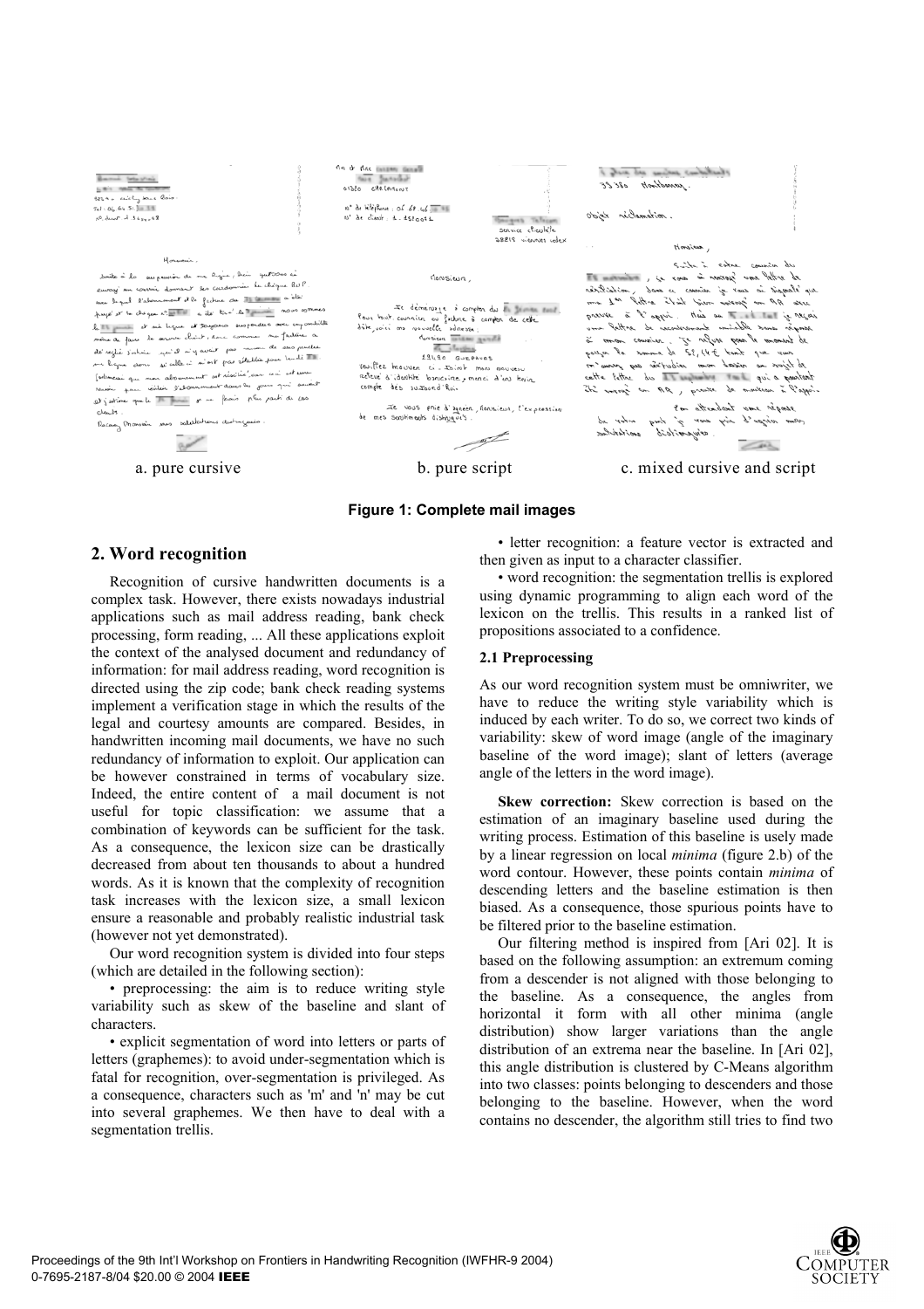a. pure cursive

b. pure script

c. mixed cursive and script

**Figure 1: Complete mail images**

## 2. Word recognition

Recognition of cursive handwritten documents is a complex task. However, there exists nowadays industrial applications such as mail address reading, bank check processing, form reading, ... All these applications exploit the context of the analysed document and redundancy of information: for mail address reading, word recognition is directed using the zip code; bank check reading systems implement a verification stage in which the results of the legal and courtesy amounts are compared. Besides, in handwritten incoming mail documents, we have no such redundancy of information to exploit. Our application can be however constrained in terms of vocabulary size. Indeed, the entire content of a mail document is not useful for topic classification: we assume that a combination of keywords can be sufficient for the task. As a consequence, the lexicon size can be drastically decreased from about ten thousands to about a hundred words. As it is known that the complexity of recognition task increases with the lexicon size, a small lexicon ensure a reasonable and probably realistic industrial task (however not yet demonstrated).

Our word recognition system is divided into four steps (which are detailed in the following section):

- preprocessing: the aim is to reduce writing style variability such as skew of the baseline and slant of characters.
- explicit segmentation of word into letters or parts of letters (graphemes): to avoid under-segmentation which is fatal for recognition, over-segmentation is privileged. As a consequence, characters such as 'm' and 'n' may be cut into several graphemes. We then have to deal with a segmentation trellis.
- letter recognition: a feature vector is extracted and then given as input to a character classifier.
- word recognition: the segmentation trellis is explored using dynamic programming to align each word of the lexicon on the trellis. This results in a ranked list of propositions associated to a confidence.

### 2.1 Preprocessing

As our word recognition system must be omniwriter, we have to reduce the writing style variability which is induced by each writer. To do so, we correct two kinds of variability: skew of word image (angle of the imaginary baseline of the word image); slant of letters (average angle of the letters in the word image).

**Skew correction:** Skew correction is based on the estimation of an imaginary baseline used during the writing process. Estimation of this baseline is usely made by a linear regression on local *minima* (figure 2.b) of the word contour. However, these points contain *minima* of descending letters and the baseline estimation is then biased. As a consequence, those spurious points have to be filtered prior to the baseline estimation.

Our filtering method is inspired from [Ari 02]. It is based on the following assumption: an extremum coming from a descender is not aligned with those belonging to the baseline. As a consequence, the angles from horizontal it form with all other minima (angle distribution) show larger variations than the angle distribution of an extrema near the baseline. In [Ari 02], this angle distribution is clustered by C-Means algorithm into two classes: points belonging to descenders and those belonging to the baseline. However, when the word contains no descender, the algorithm still tries to find two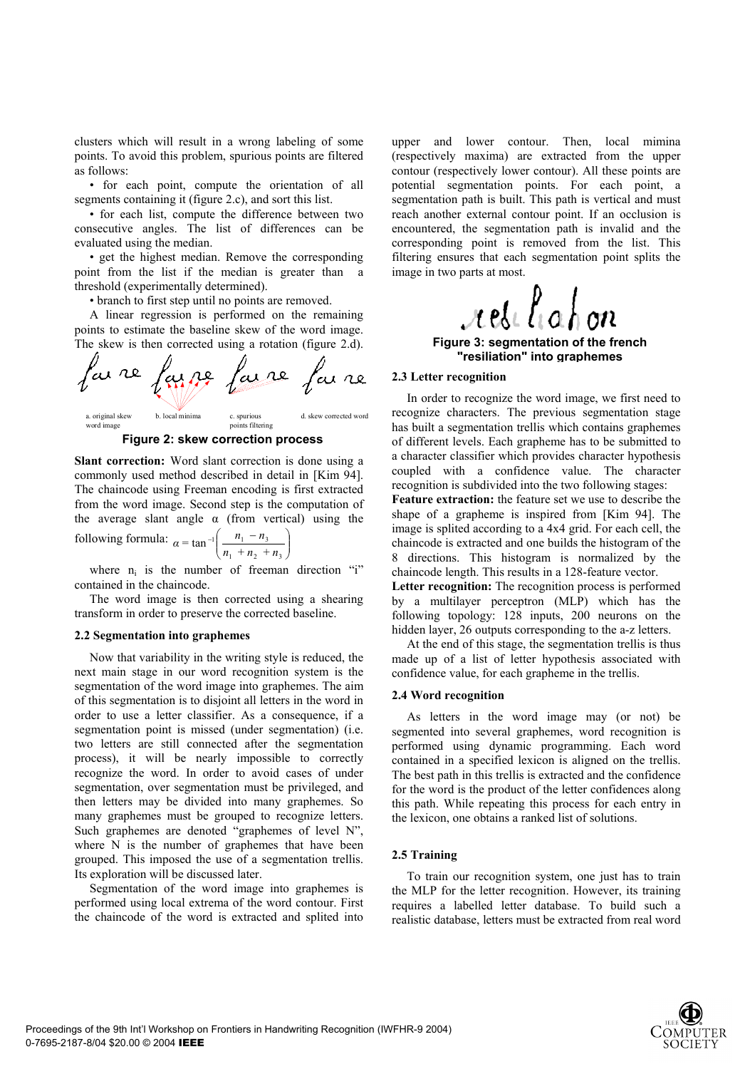clusters which will result in a wrong labeling of some points. To avoid this problem, spurious points are filtered as follows:

- for each point, compute the orientation of all segments containing it (figure 2.c), and sort this list.
- for each list, compute the difference between two consecutive angles. The list of differences can be evaluated using the median.
- get the highest median. Remove the corresponding point from the list if the median is greater than a threshold (experimentally determined).
- branch to first step until no points are removed.

A linear regression is performed on the remaining points to estimate the baseline skew of the word image. The skew is then corrected using a rotation (figure 2.d).

a. original skew word image b. local minima c. spurious points filtering d. skew corrected word

**Figure 2: skew correction process**

**Slant correction:** Word slant correction is done using a commonly used method described in detail in [Kim 94]. The chaincode using Freeman encoding is first extracted from the word image. Second step is the computation of the average slant angle α (from vertical) using the following formula: $\alpha = \tan^{-1}\left(\frac{n_1 - n_3}{n_1 + n_2 + n_3}\right)$

where $n_i$ is the number of freeman direction "i" contained in the chaincode.

The word image is then corrected using a shearing transform in order to preserve the corrected baseline.

### 2.2 Segmentation into graphemes

Now that variability in the writing style is reduced, the next main stage in our word recognition system is the segmentation of the word image into graphemes. The aim of this segmentation is to disjoint all letters in the word in order to use a letter classifier. As a consequence, if a segmentation point is missed (under segmentation) (i.e. two letters are still connected after the segmentation process), it will be nearly impossible to correctly recognize the word. In order to avoid cases of under segmentation, over segmentation must be privileged, and then letters may be divided into many graphemes. So many graphemes must be grouped to recognize letters. Such graphemes are denoted "graphemes of level N", where N is the number of graphemes that have been grouped. This imposed the use of a segmentation trellis. Its exploration will be discussed later.

Segmentation of the word image into graphemes is performed using local extrema of the word contour. First the chaincode of the word is extracted and splited into upper and lower contour. Then, local mimina (respectively maxima) are extracted from the upper contour (respectively lower contour). All these points are potential segmentation points. For each point, a segmentation path is built. This path is vertical and must reach another external contour point. If an occlusion is encountered, the segmentation path is invalid and the corresponding point is removed from the list. This filtering ensures that each segmentation point splits the image in two parts at most.

**Figure 3: segmentation of the french "resiliation" into graphemes**

### 2.3 Letter recognition

In order to recognize the word image, we first need to recognize characters. The previous segmentation stage has built a segmentation trellis which contains graphemes of different levels. Each grapheme has to be submitted to a character classifier which provides character hypothesis coupled with a confidence value. The character recognition is subdivided into the two following stages:

**Feature extraction:** the feature set we use to describe the shape of a grapheme is inspired from [Kim 94]. The image is splited according to a 4x4 grid. For each cell, the chaincode is extracted and one builds the histogram of the 8 directions. This histogram is normalized by the chaincode length. This results in a 128-feature vector.

**Letter recognition:** The recognition process is performed by a multilayer perceptron (MLP) which has the following topology: 128 inputs, 200 neurons on the hidden layer, 26 outputs corresponding to the a-z letters.

At the end of this stage, the segmentation trellis is thus made up of a list of letter hypothesis associated with confidence value, for each grapheme in the trellis.

### 2.4 Word recognition

As letters in the word image may (or not) be segmented into several graphemes, word recognition is performed using dynamic programming. Each word contained in a specified lexicon is aligned on the trellis. The best path in this trellis is extracted and the confidence for the word is the product of the letter confidences along this path. While repeating this process for each entry in the lexicon, one obtains a ranked list of solutions.

### 2.5 Training

To train our recognition system, one just has to train the MLP for the letter recognition. However, its training requires a labelled letter database. To build such a realistic database, letters must be extracted from real word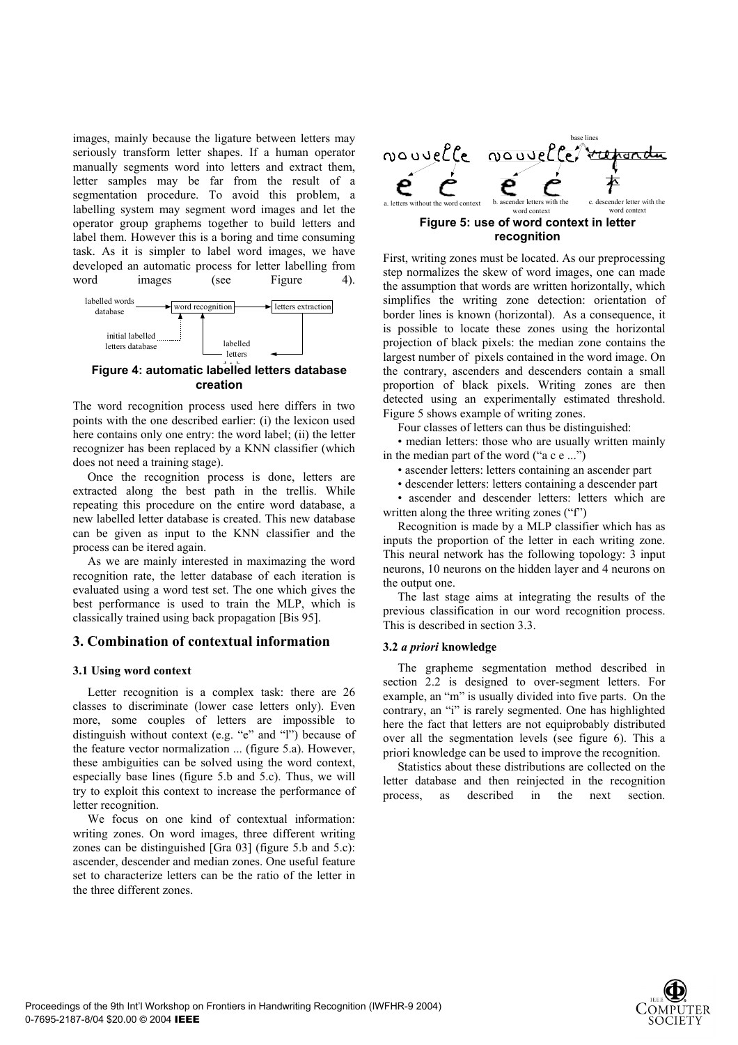images, mainly because the ligature between letters may seriously transform letter shapes. If a human operator manually segments word into letters and extract them, letter samples may be far from the result of a segmentation procedure. To avoid this problem, a labelling system may segment word images and let the operator group graphems together to build letters and label them. However this is a boring and time consuming task. As it is simpler to label word images, we have developed an automatic process for letter labelling from word images (see Figure 4).

**Figure 4: automatic labelled letters database creation**

The word recognition process used here differs in two points with the one described earlier: (i) the lexicon used here contains only one entry: the word label; (ii) the letter recognizer has been replaced by a KNN classifier (which does not need a training stage).

Once the recognition process is done, letters are extracted along the best path in the trellis. While repeating this procedure on the entire word database, a new labelled letter database is created. This new database can be given as input to the KNN classifier and the process can be itered again.

As we are mainly interested in maximazing the word recognition rate, the letter database of each iteration is evaluated using a word test set. The one which gives the best performance is used to train the MLP, which is classically trained using back propagation [Bis 95].

## 3. Combination of contextual information

### 3.1 Using word context

Letter recognition is a complex task: there are 26 classes to discriminate (lower case letters only). Even more, some couples of letters are impossible to distinguish without context (e.g. "e" and "l") because of the feature vector normalization ... (figure 5.a). However, these ambiguities can be solved using the word context, especially base lines (figure 5.b and 5.c). Thus, we will try to exploit this context to increase the performance of letter recognition.

We focus on one kind of contextual information: writing zones. On word images, three different writing zones can be distinguished [Gra 03] (figure 5.b and 5.c): ascender, descender and median zones. One useful feature set to characterize letters can be the ratio of the letter in the three different zones.

**Figure 5: use of word context in letter recognition**

First, writing zones must be located. As our preprocessing step normalizes the skew of word images, one can made the assumption that words are written horizontally, which simplifies the writing zone detection: orientation of border lines is known (horizontal). As a consequence, it is possible to locate these zones using the horizontal projection of black pixels: the median zone contains the largest number of pixels contained in the word image. On the contrary, ascenders and descenders contain a small proportion of black pixels. Writing zones are then detected using an experimentally estimated threshold. Figure 5 shows example of writing zones.

Four classes of letters can thus be distinguished:

- median letters: those who are usually written mainly in the median part of the word ("a c e ...")
- ascender letters: letters containing an ascender part
- descender letters: letters containing a descender part
- ascender and descender letters: letters which are written along the three writing zones ("f")

Recognition is made by a MLP classifier which has as inputs the proportion of the letter in each writing zone. This neural network has the following topology: 3 input neurons, 10 neurons on the hidden layer and 4 neurons on the output one.

The last stage aims at integrating the results of the previous classification in our word recognition process. This is described in section 3.3.

### 3.2 *a priori* knowledge

The grapheme segmentation method described in section 2.2 is designed to over-segment letters. For example, an "m" is usually divided into five parts. On the contrary, an "i" is rarely segmented. One has highlighted here the fact that letters are not equiprobably distributed over all the segmentation levels (see figure 6). This a priori knowledge can be used to improve the recognition.

Statistics about these distributions are collected on the letter database and then reinjected in the recognition process, as described in the next section.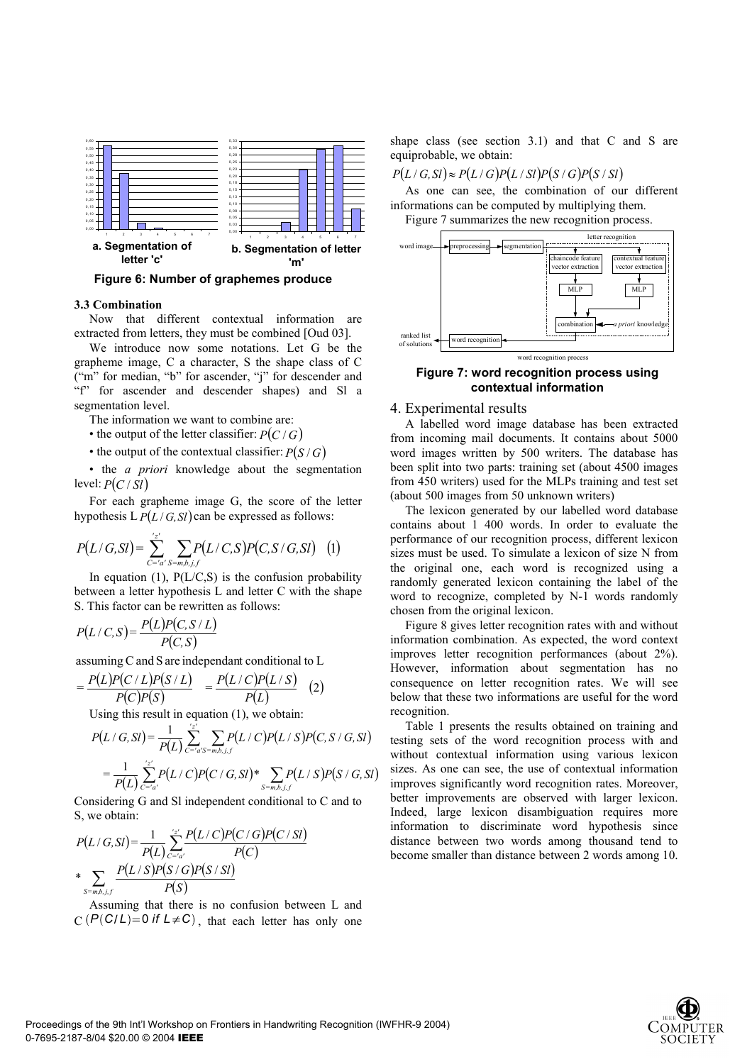**a. Segmentation of letter 'c'**

**b. Segmentation of letter 'm'**

**Figure 6: Number of graphemes produce**

### 3.3 Combination

Now that different contextual information are extracted from letters, they must be combined [Oud 03].

We introduce now some notations. Let G be the grapheme image, C a character, S the shape class of C ("m" for median, "b" for ascender, "j" for descender and "f" for ascender and descender shapes) and Sl a segmentation level.

The information we want to combine are:

- the output of the letter classifier: $P(C/G)$
- the output of the contextual classifier: $P(S/G)$
- the *a priori* knowledge about the segmentation level: $P(C/Sl)$

For each grapheme image G, the score of the letter hypothesis L $P(L/G,Sl)$ can be expressed as follows:

$$P(L/G,Sl) = \sum_{C='a'}^{'z'} \sum_{S=m,b,j,f} P(L/C,S)P(C,S/G,Sl) \quad (1)$$

In equation (1), P(L/C,S) is the confusion probability between a letter hypothesis L and letter C with the shape S. This factor can be rewritten as follows:

$$P(L/C,S) = \frac{P(L)P(C,S/L)}{P(C,S)}$$

assuming C and S are independant conditional to L

$$= \frac{P(L)P(C/L)P(S/L)}{P(C)P(S)} \quad = \frac{P(L/C)P(L/S)}{P(L)} \quad (2)$$

Using this result in equation (1), we obtain:

$$P(L/G,Sl) = \frac{1}{P(L)} \sum_{C='a'}^{'z'} \sum_{S=m,b,j,f} P(L/C)P(L/S)P(C,S/G,Sl)$$

$$= \frac{1}{P(L)} \sum_{C='a'}^{'z'} P(L/C)P(C/G,Sl) * \sum_{S=m,b,j,f} P(L/S)P(S/G,Sl)$$

Considering G and Sl independent conditional to C and to S, we obtain:

$$P(L/G,Sl) = \frac{1}{P(L)} \sum_{C='a'}^{'z'} \frac{P(L/C)P(C/G)P(C/Sl)}{P(C)}$$

$$* \sum_{S=m,b,j,f} \frac{P(L/S)P(S/G)P(S/Sl)}{P(S)}$$

Assuming that there is no confusion between L and C $(P(C/L)=0 \text{ if } L \neq C)$, that each letter has only one shape class (see section 3.1) and that C and S are equiprobable, we obtain:

$$P(L/G,Sl) \approx P(L/G)P(L/Sl)P(S/G)P(S/Sl)$$

As one can see, the combination of our different informations can be computed by multiplying them.

Figure 7 summarizes the new recognition process.

**Figure 7: word recognition process using contextual information**

## 4. Experimental results

A labelled word image database has been extracted from incoming mail documents. It contains about 5000 word images written by 500 writers. The database has been split into two parts: training set (about 4500 images from 450 writers) used for the MLPs training and test set (about 500 images from 50 unknown writers)

The lexicon generated by our labelled word database contains about 1 400 words. In order to evaluate the performance of our recognition process, different lexicon sizes must be used. To simulate a lexicon of size N from the original one, each word is recognized using a randomly generated lexicon containing the label of the word to recognize, completed by N-1 words randomly chosen from the original lexicon.

Figure 8 gives letter recognition rates with and without information combination. As expected, the word context improves letter recognition performances (about 2%). However, information about segmentation has no consequence on letter recognition rates. We will see below that these two informations are useful for the word recognition.

Table 1 presents the results obtained on training and testing sets of the word recognition process with and without contextual information using various lexicon sizes. As one can see, the use of contextual information improves significantly word recognition rates. Moreover, better improvements are observed with larger lexicon. Indeed, large lexicon disambiguation requires more information to discriminate word hypothesis since distance between two words among thousand tend to become smaller than distance between 2 words among 10.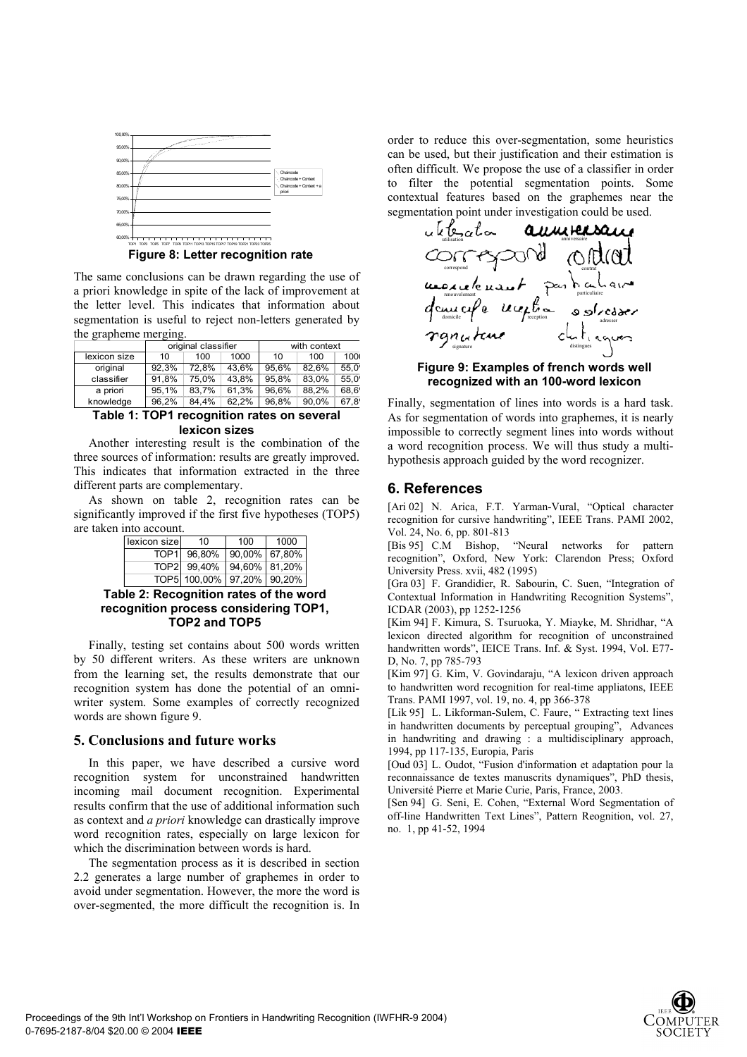100,00%
95,00%
90,00%
85,00%
80,00%
75,00%
70,00%
65,00%
60,00%

TOP1 TOP3 TOP5 TOP7 TOP9 TOP11 TOP13 TOP15 TOP17 TOP19 TOP21 TOP23 TOP25

Chaincode
Chaincode + Context
Chaincode + Context + a priori

**Figure 8: Letter recognition rate**

The same conclusions can be drawn regarding the use of a priori knowledge in spite of the lack of improvement at the letter level. This indicates that information about segmentation is useful to reject non-letters generated by the grapheme merging.

| | original classifier | | | with context | | |
|---|---|---|---|---|---|---|
| lexicon size | 10 | 100 | 1000 | 10 | 100 | 1000 |
| original classifier | 92,3% | 72,8% | 43,6% | 95,6% | 82,6% | 55,0 |
| | 91,8% | 75,0% | 43,8% | 95,8% | 83,0% | 55,0 |
| a priori knowledge | 95,1% | 83,7% | 61,3% | 96,6% | 88,2% | 68,6 |
| | 96,2% | 84,4% | 62,2% | 96,8% | 90,0% | 67,8 |

**Table 1: TOP1 recognition rates on several lexicon sizes**

Another interesting result is the combination of the three sources of information: results are greatly improved. This indicates that information extracted in the three different parts are complementary.

As shown on table 2, recognition rates can be significantly improved if the first five hypotheses (TOP5) are taken into account.

| lexicon size | 10 | 100 | 1000 |
|---|---|---|---|
| TOP1 | 96,80% | 90,00% | 67,80% |
| TOP2 | 99,40% | 94,60% | 81,20% |
| TOP5 | 100,00% | 97,20% | 90,20% |

**Table 2: Recognition rates of the word recognition process considering TOP1, TOP2 and TOP5**

Finally, testing set contains about 500 words written by 50 different writers. As these writers are unknown from the learning set, the results demonstrate that our recognition system has done the potential of an omni-writer system. Some examples of correctly recognized words are shown figure 9.

## 5. Conclusions and future works

In this paper, we have described a cursive word recognition system for unconstrained handwritten incoming mail document recognition. Experimental results confirm that the use of additional information such as context and *a priori* knowledge can drastically improve word recognition rates, especially on large lexicon for which the discrimination between words is hard.

The segmentation process as it is described in section 2.2 generates a large number of graphemes in order to avoid under segmentation. However, the more the word is over-segmented, the more difficult the recognition is. In order to reduce this over-segmentation, some heuristics can be used, but their justification and their estimation is often difficult. We propose the use of a classifier in order to filter the potential segmentation points. Some contextual features based on the graphemes near the segmentation point under investigation could be used.

utilisation anniversaire
correspond contrat
renouvelement particuliaire
domicile reception adresser
signature distingues

**Figure 9: Examples of french words well recognized with an 100-word lexicon**

Finally, segmentation of lines into words is a hard task. As for segmentation of words into graphemes, it is nearly impossible to correctly segment lines into words without a word recognition process. We will thus study a multi-hypothesis approach guided by the word recognizer.

## 6. References

[Ari 02] N. Arica, F.T. Yarman-Vural, "Optical character recognition for cursive handwriting", IEEE Trans. PAMI 2002, Vol. 24, No. 6, pp. 801-813

[Bis 95] C.M Bishop, "Neural networks for pattern recognition", Oxford, New York: Clarendon Press; Oxford University Press. xvii, 482 (1995)

[Gra 03] F. Grandidier, R. Sabourin, C. Suen, "Integration of Contextual Information in Handwriting Recognition Systems", ICDAR (2003), pp 1252-1256

[Kim 94] F. Kimura, S. Tsuruoka, Y. Miayke, M. Shridhar, "A lexicon directed algorithm for recognition of unconstrained handwritten words", IEICE Trans. Inf. & Syst. 1994, Vol. E77-D, No. 7, pp 785-793

[Kim 97] G. Kim, V. Govindaraju, "A lexicon driven approach to handwritten word recognition for real-time appliatons, IEEE Trans. PAMI 1997, vol. 19, no. 4, pp 366-378

[Lik 95] L. Likforman-Sulem, C. Faure, " Extracting text lines in handwritten documents by perceptual grouping", Advances in handwriting and drawing : a multidisciplinary approach, 1994, pp 117-135, Europia, Paris

[Oud 03] L. Oudot, "Fusion d'information et adaptation pour la reconnaissance de textes manuscrits dynamiques", PhD thesis, Université Pierre et Marie Curie, Paris, France, 2003.

[Sen 94] G. Seni, E. Cohen, "External Word Segmentation of off-line Handwritten Text Lines", Pattern Reognition, vol. 27, no. 1, pp 41-52, 1994